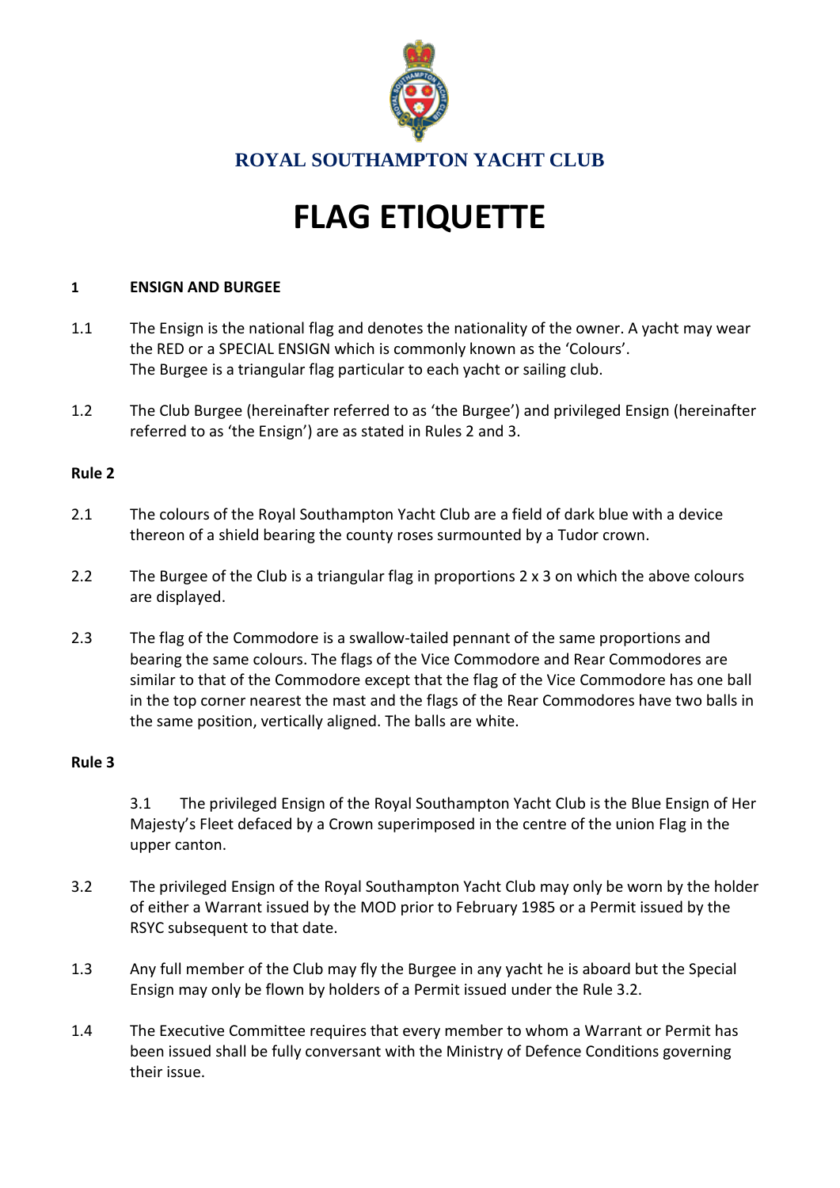**ROYAL SOUTHAMPTON YACHT CLUB**

# FLAG ETIQUETTE

## 1 ENSIGN AND BURGEE

1.1 The Ensign is the national flag and denotes the nationality of the owner. A yacht may wear the RED or a SPECIAL ENSIGN which is commonly known as the 'Colours'.
The Burgee is a triangular flag particular to each yacht or sailing club.

1.2 The Club Burgee (hereinafter referred to as 'the Burgee') and privileged Ensign (hereinafter referred to as 'the Ensign') are as stated in Rules 2 and 3.

**Rule 2**

2.1 The colours of the Royal Southampton Yacht Club are a field of dark blue with a device thereon of a shield bearing the county roses surmounted by a Tudor crown.

2.2 The Burgee of the Club is a triangular flag in proportions 2 x 3 on which the above colours are displayed.

2.3 The flag of the Commodore is a swallow-tailed pennant of the same proportions and bearing the same colours. The flags of the Vice Commodore and Rear Commodores are similar to that of the Commodore except that the flag of the Vice Commodore has one ball in the top corner nearest the mast and the flags of the Rear Commodores have two balls in the same position, vertically aligned. The balls are white.

**Rule 3**

3.1 The privileged Ensign of the Royal Southampton Yacht Club is the Blue Ensign of Her Majesty's Fleet defaced by a Crown superimposed in the centre of the union Flag in the upper canton.

3.2 The privileged Ensign of the Royal Southampton Yacht Club may only be worn by the holder of either a Warrant issued by the MOD prior to February 1985 or a Permit issued by the RSYC subsequent to that date.

1.3 Any full member of the Club may fly the Burgee in any yacht he is aboard but the Special Ensign may only be flown by holders of a Permit issued under the Rule 3.2.

1.4 The Executive Committee requires that every member to whom a Warrant or Permit has been issued shall be fully conversant with the Ministry of Defence Conditions governing their issue.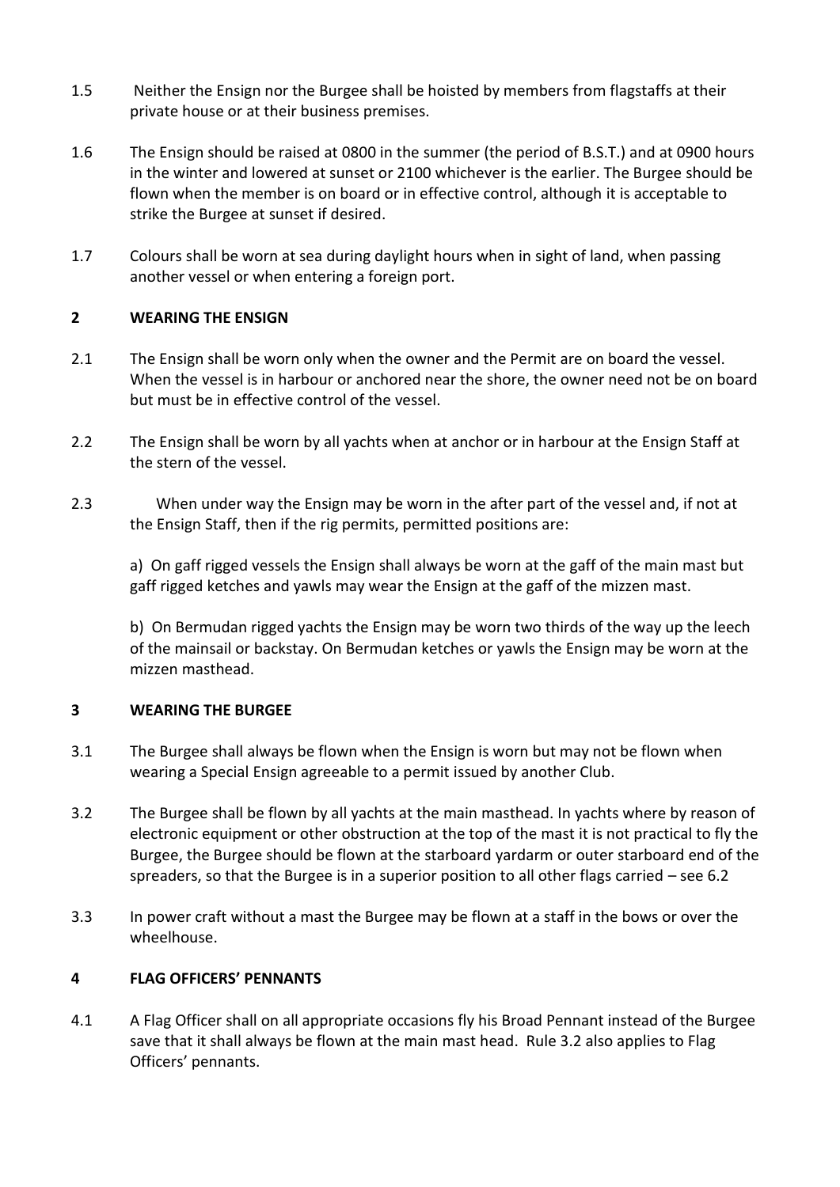1.5 Neither the Ensign nor the Burgee shall be hoisted by members from flagstaffs at their private house or at their business premises.

1.6 The Ensign should be raised at 0800 in the summer (the period of B.S.T.) and at 0900 hours in the winter and lowered at sunset or 2100 whichever is the earlier. The Burgee should be flown when the member is on board or in effective control, although it is acceptable to strike the Burgee at sunset if desired.

1.7 Colours shall be worn at sea during daylight hours when in sight of land, when passing another vessel or when entering a foreign port.

## 2 WEARING THE ENSIGN

2.1 The Ensign shall be worn only when the owner and the Permit are on board the vessel. When the vessel is in harbour or anchored near the shore, the owner need not be on board but must be in effective control of the vessel.

2.2 The Ensign shall be worn by all yachts when at anchor or in harbour at the Ensign Staff at the stern of the vessel.

2.3 When under way the Ensign may be worn in the after part of the vessel and, if not at the Ensign Staff, then if the rig permits, permitted positions are:

a) On gaff rigged vessels the Ensign shall always be worn at the gaff of the main mast but gaff rigged ketches and yawls may wear the Ensign at the gaff of the mizzen mast.

b) On Bermudan rigged yachts the Ensign may be worn two thirds of the way up the leech of the mainsail or backstay. On Bermudan ketches or yawls the Ensign may be worn at the mizzen masthead.

## 3 WEARING THE BURGEE

3.1 The Burgee shall always be flown when the Ensign is worn but may not be flown when wearing a Special Ensign agreeable to a permit issued by another Club.

3.2 The Burgee shall be flown by all yachts at the main masthead. In yachts where by reason of electronic equipment or other obstruction at the top of the mast it is not practical to fly the Burgee, the Burgee should be flown at the starboard yardarm or outer starboard end of the spreaders, so that the Burgee is in a superior position to all other flags carried – see 6.2

3.3 In power craft without a mast the Burgee may be flown at a staff in the bows or over the wheelhouse.

## 4 FLAG OFFICERS' PENNANTS

4.1 A Flag Officer shall on all appropriate occasions fly his Broad Pennant instead of the Burgee save that it shall always be flown at the main mast head. Rule 3.2 also applies to Flag Officers' pennants.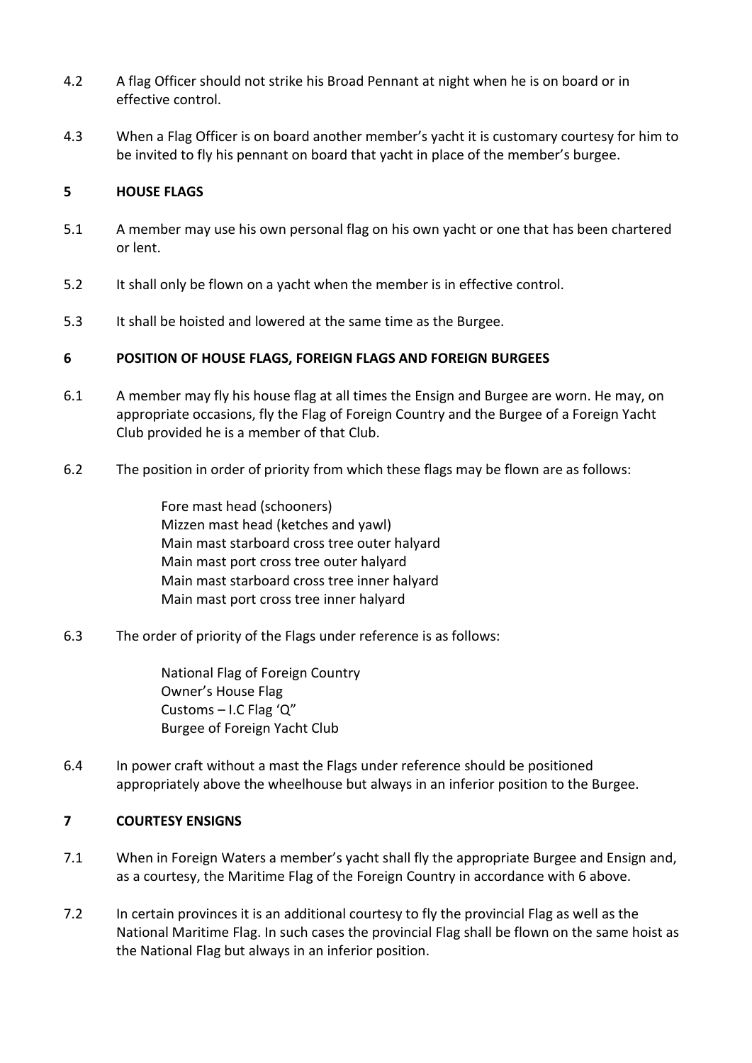4.2 A flag Officer should not strike his Broad Pennant at night when he is on board or in effective control.

4.3 When a Flag Officer is on board another member's yacht it is customary courtesy for him to be invited to fly his pennant on board that yacht in place of the member's burgee.

## 5 HOUSE FLAGS

5.1 A member may use his own personal flag on his own yacht or one that has been chartered or lent.

5.2 It shall only be flown on a yacht when the member is in effective control.

5.3 It shall be hoisted and lowered at the same time as the Burgee.

## 6 POSITION OF HOUSE FLAGS, FOREIGN FLAGS AND FOREIGN BURGEES

6.1 A member may fly his house flag at all times the Ensign and Burgee are worn. He may, on appropriate occasions, fly the Flag of Foreign Country and the Burgee of a Foreign Yacht Club provided he is a member of that Club.

6.2 The position in order of priority from which these flags may be flown are as follows:

Fore mast head (schooners)
Mizzen mast head (ketches and yawl)
Main mast starboard cross tree outer halyard
Main mast port cross tree outer halyard
Main mast starboard cross tree inner halyard
Main mast port cross tree inner halyard

6.3 The order of priority of the Flags under reference is as follows:

National Flag of Foreign Country
Owner's House Flag
Customs – I.C Flag 'Q"
Burgee of Foreign Yacht Club

6.4 In power craft without a mast the Flags under reference should be positioned appropriately above the wheelhouse but always in an inferior position to the Burgee.

## 7 COURTESY ENSIGNS

7.1 When in Foreign Waters a member's yacht shall fly the appropriate Burgee and Ensign and, as a courtesy, the Maritime Flag of the Foreign Country in accordance with 6 above.

7.2 In certain provinces it is an additional courtesy to fly the provincial Flag as well as the National Maritime Flag. In such cases the provincial Flag shall be flown on the same hoist as the National Flag but always in an inferior position.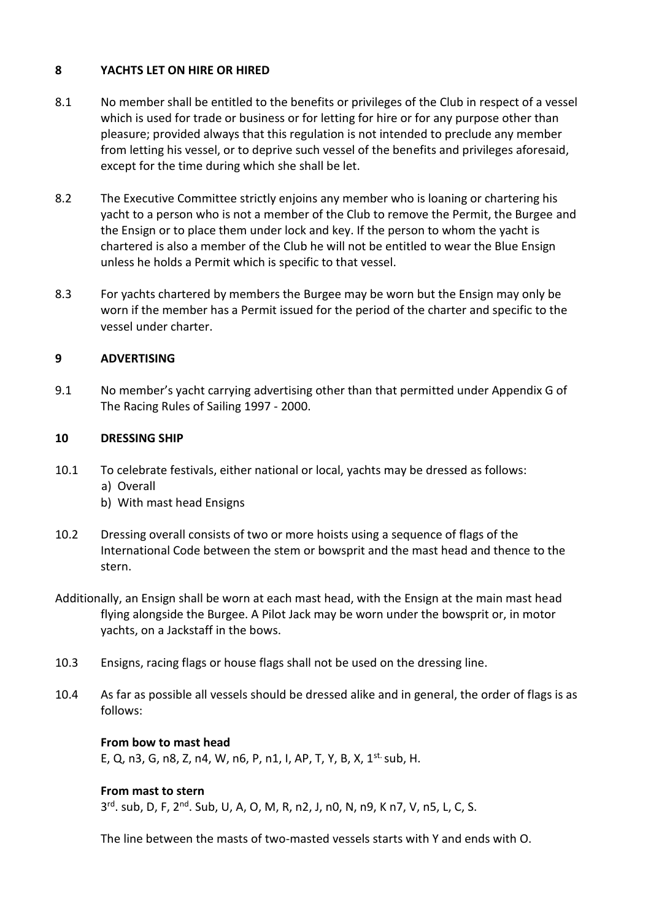## 8 YACHTS LET ON HIRE OR HIRED

8.1 No member shall be entitled to the benefits or privileges of the Club in respect of a vessel which is used for trade or business or for letting for hire or for any purpose other than pleasure; provided always that this regulation is not intended to preclude any member from letting his vessel, or to deprive such vessel of the benefits and privileges aforesaid, except for the time during which she shall be let.

8.2 The Executive Committee strictly enjoins any member who is loaning or chartering his yacht to a person who is not a member of the Club to remove the Permit, the Burgee and the Ensign or to place them under lock and key. If the person to whom the yacht is chartered is also a member of the Club he will not be entitled to wear the Blue Ensign unless he holds a Permit which is specific to that vessel.

8.3 For yachts chartered by members the Burgee may be worn but the Ensign may only be worn if the member has a Permit issued for the period of the charter and specific to the vessel under charter.

## 9 ADVERTISING

9.1 No member's yacht carrying advertising other than that permitted under Appendix G of The Racing Rules of Sailing 1997 - 2000.

## 10 DRESSING SHIP

10.1 To celebrate festivals, either national or local, yachts may be dressed as follows:

a) Overall
b) With mast head Ensigns

10.2 Dressing overall consists of two or more hoists using a sequence of flags of the International Code between the stem or bowsprit and the mast head and thence to the stern.

Additionally, an Ensign shall be worn at each mast head, with the Ensign at the main mast head flying alongside the Burgee. A Pilot Jack may be worn under the bowsprit or, in motor yachts, on a Jackstaff in the bows.

10.3 Ensigns, racing flags or house flags shall not be used on the dressing line.

10.4 As far as possible all vessels should be dressed alike and in general, the order of flags is as follows:

**From bow to mast head**

E, Q, n3, G, n8, Z, n4, W, n6, P, n1, I, AP, T, Y, B, X, 1st. sub, H.

**From mast to stern**

3rd. sub, D, F, 2nd. Sub, U, A, O, M, R, n2, J, n0, N, n9, K n7, V, n5, L, C, S.

The line between the masts of two-masted vessels starts with Y and ends with O.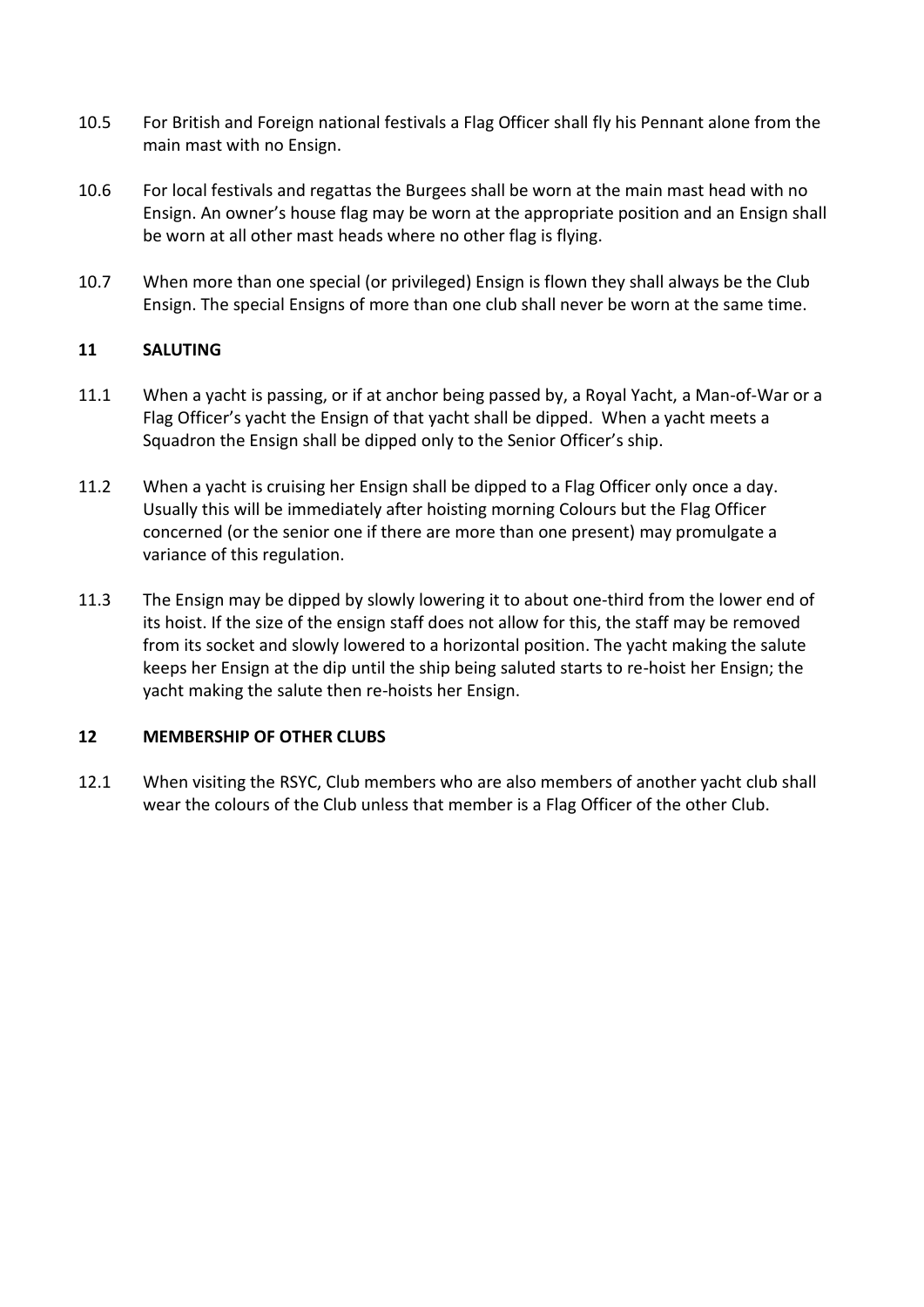10.5 For British and Foreign national festivals a Flag Officer shall fly his Pennant alone from the main mast with no Ensign.

10.6 For local festivals and regattas the Burgees shall be worn at the main mast head with no Ensign. An owner's house flag may be worn at the appropriate position and an Ensign shall be worn at all other mast heads where no other flag is flying.

10.7 When more than one special (or privileged) Ensign is flown they shall always be the Club Ensign. The special Ensigns of more than one club shall never be worn at the same time.

## 11 SALUTING

11.1 When a yacht is passing, or if at anchor being passed by, a Royal Yacht, a Man-of-War or a Flag Officer's yacht the Ensign of that yacht shall be dipped. When a yacht meets a Squadron the Ensign shall be dipped only to the Senior Officer's ship.

11.2 When a yacht is cruising her Ensign shall be dipped to a Flag Officer only once a day. Usually this will be immediately after hoisting morning Colours but the Flag Officer concerned (or the senior one if there are more than one present) may promulgate a variance of this regulation.

11.3 The Ensign may be dipped by slowly lowering it to about one-third from the lower end of its hoist. If the size of the ensign staff does not allow for this, the staff may be removed from its socket and slowly lowered to a horizontal position. The yacht making the salute keeps her Ensign at the dip until the ship being saluted starts to re-hoist her Ensign; the yacht making the salute then re-hoists her Ensign.

## 12 MEMBERSHIP OF OTHER CLUBS

12.1 When visiting the RSYC, Club members who are also members of another yacht club shall wear the colours of the Club unless that member is a Flag Officer of the other Club.